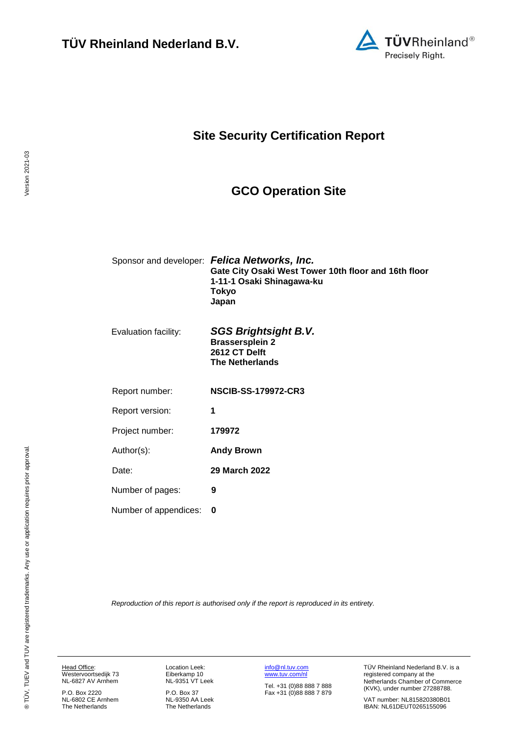**TÜV Rheinland Nederland B.V.**

# Site Security Certification Report

## GCO Operation Site

| | |
|---|---|
| Sponsor and developer: | ***Felica Networks, Inc.***<br>**Gate City Osaki West Tower 10th floor and 16th floor**<br>**1-11-1 Osaki Shinagawa-ku**<br>**Tokyo**<br>**Japan** |
| Evaluation facility: | ***SGS Brightsight B.V.***<br>**Brassersplein 2**<br>**2612 CT Delft**<br>**The Netherlands** |
| Report number: | **NSCIB-SS-179972-CR3** |
| Report version: | **1** |
| Project number: | **179972** |
| Author(s): | **Andy Brown** |
| Date: | **29 March 2022** |
| Number of pages: | **9** |
| Number of appendices: | **0** |

*Reproduction of this report is authorised only if the report is reproduced in its entirety.*

Head Office:
Westervoortsedijk 73
NL-6827 AV Arnhem

P.O. Box 2220
NL-6802 CE Arnhem
The Netherlands

Location Leek:
Eiberkamp 10
NL-9351 VT Leek

P.O. Box 37
NL-9350 AA Leek
The Netherlands

info@nl.tuv.com
www.tuv.com/nl

Tel. +31 (0)88 888 7 888
Fax +31 (0)88 888 7 879

TÜV Rheinland Nederland B.V. is a registered company at the Netherlands Chamber of Commerce (KVK), under number 27288788.

VAT number: NL815820380B01
IBAN: NL61DEUT0265155096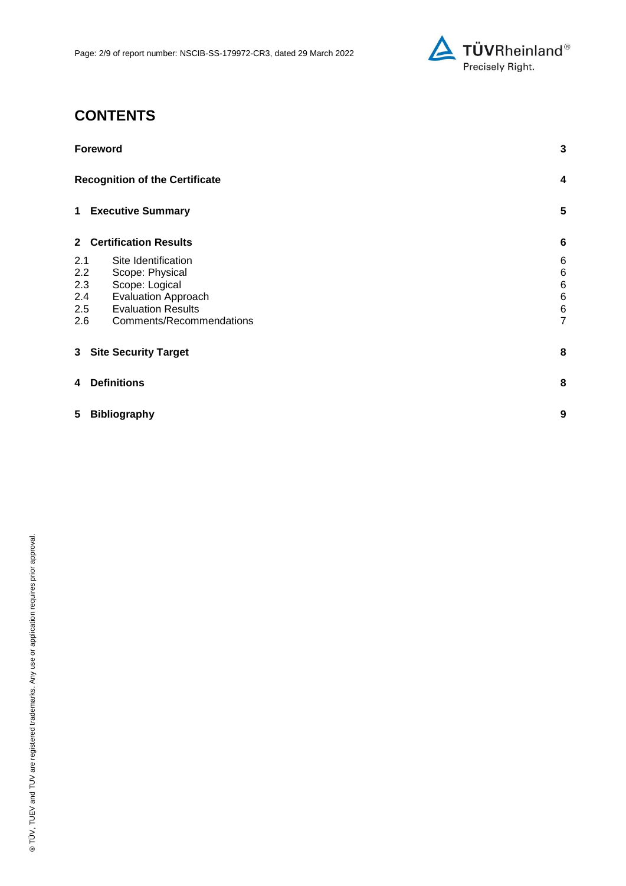# CONTENTS

| | | |
|---|---|---|
| **Foreword** | | **3** |
| **Recognition of the Certificate** | | **4** |
| **1** | **Executive Summary** | **5** |
| **2** | **Certification Results** | **6** |
| 2.1 | Site Identification | 6 |
| 2.2 | Scope: Physical | 6 |
| 2.3 | Scope: Logical | 6 |
| 2.4 | Evaluation Approach | 6 |
| 2.5 | Evaluation Results | 6 |
| 2.6 | Comments/Recommendations | 7 |
| **3** | **Site Security Target** | **8** |
| **4** | **Definitions** | **8** |
| **5** | **Bibliography** | **9** |

® TÜV, TUEV and TUV are registered trademarks. Any use or application requires prior approval.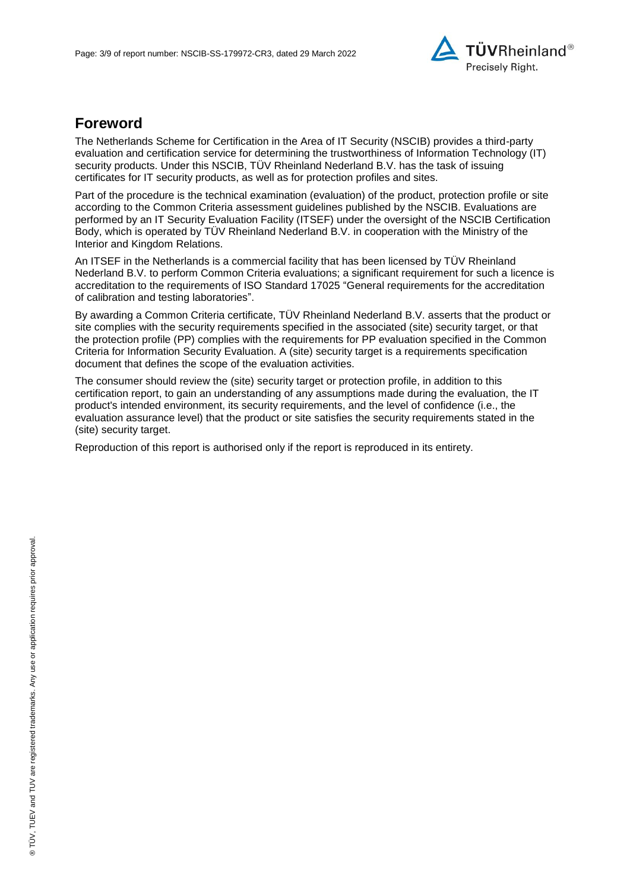## Foreword

The Netherlands Scheme for Certification in the Area of IT Security (NSCIB) provides a third-party evaluation and certification service for determining the trustworthiness of Information Technology (IT) security products. Under this NSCIB, TÜV Rheinland Nederland B.V. has the task of issuing certificates for IT security products, as well as for protection profiles and sites.

Part of the procedure is the technical examination (evaluation) of the product, protection profile or site according to the Common Criteria assessment guidelines published by the NSCIB. Evaluations are performed by an IT Security Evaluation Facility (ITSEF) under the oversight of the NSCIB Certification Body, which is operated by TÜV Rheinland Nederland B.V. in cooperation with the Ministry of the Interior and Kingdom Relations.

An ITSEF in the Netherlands is a commercial facility that has been licensed by TÜV Rheinland Nederland B.V. to perform Common Criteria evaluations; a significant requirement for such a licence is accreditation to the requirements of ISO Standard 17025 "General requirements for the accreditation of calibration and testing laboratories".

By awarding a Common Criteria certificate, TÜV Rheinland Nederland B.V. asserts that the product or site complies with the security requirements specified in the associated (site) security target, or that the protection profile (PP) complies with the requirements for PP evaluation specified in the Common Criteria for Information Security Evaluation. A (site) security target is a requirements specification document that defines the scope of the evaluation activities.

The consumer should review the (site) security target or protection profile, in addition to this certification report, to gain an understanding of any assumptions made during the evaluation, the IT product's intended environment, its security requirements, and the level of confidence (i.e., the evaluation assurance level) that the product or site satisfies the security requirements stated in the (site) security target.

Reproduction of this report is authorised only if the report is reproduced in its entirety.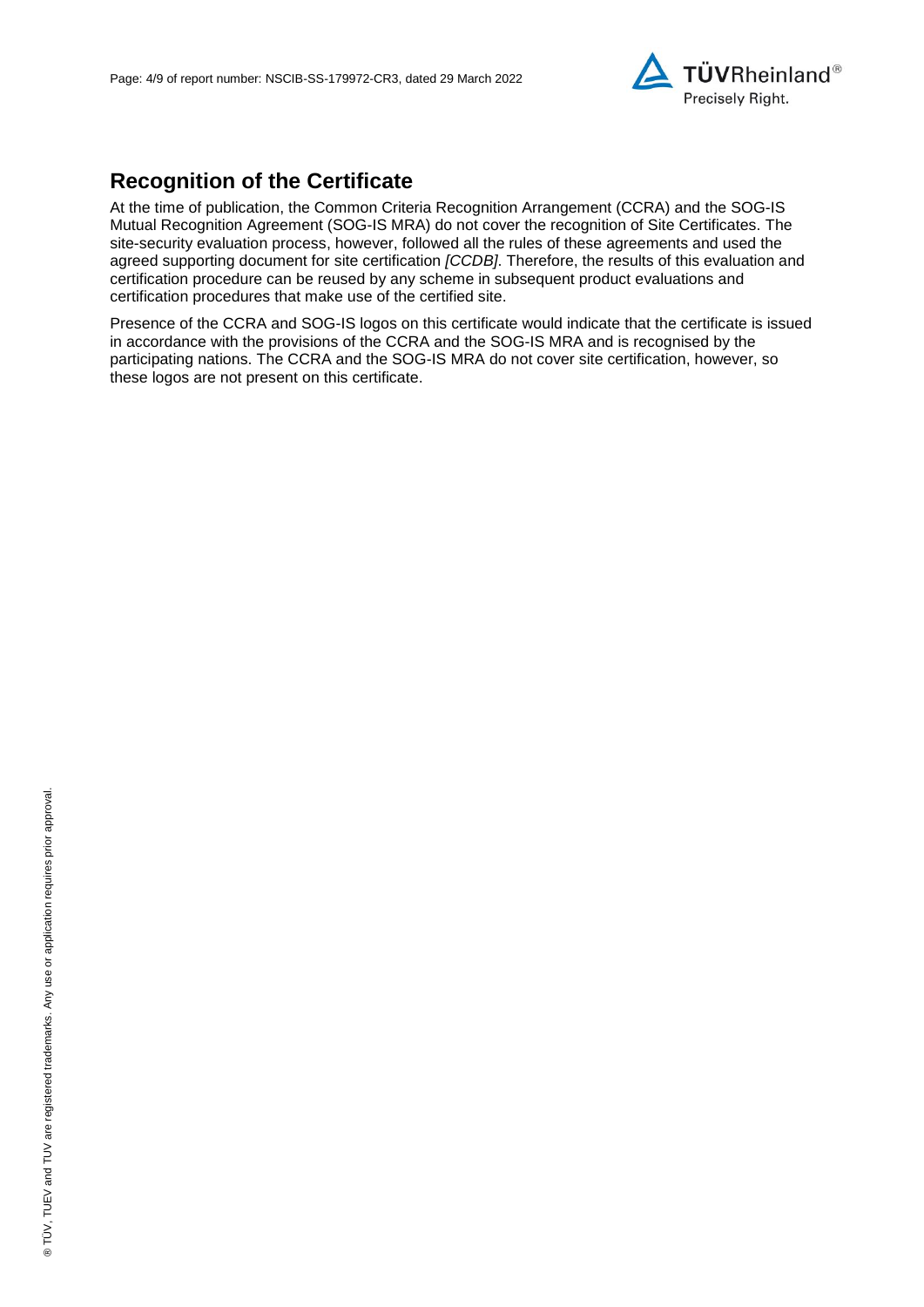## Recognition of the Certificate

At the time of publication, the Common Criteria Recognition Arrangement (CCRA) and the SOG-IS Mutual Recognition Agreement (SOG-IS MRA) do not cover the recognition of Site Certificates. The site-security evaluation process, however, followed all the rules of these agreements and used the agreed supporting document for site certification *[CCDB]*. Therefore, the results of this evaluation and certification procedure can be reused by any scheme in subsequent product evaluations and certification procedures that make use of the certified site.

Presence of the CCRA and SOG-IS logos on this certificate would indicate that the certificate is issued in accordance with the provisions of the CCRA and the SOG-IS MRA and is recognised by the participating nations. The CCRA and the SOG-IS MRA do not cover site certification, however, so these logos are not present on this certificate.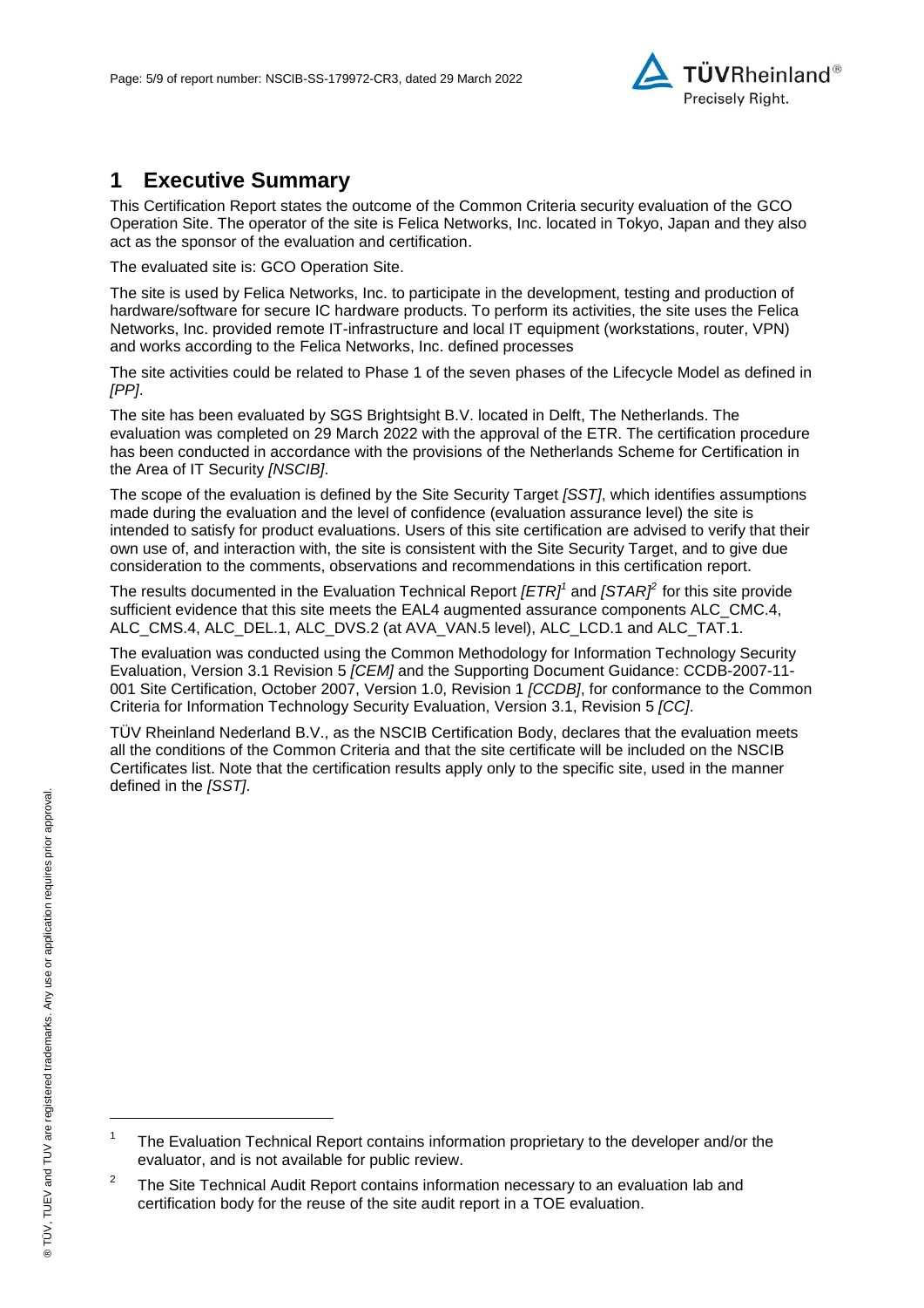# 1 Executive Summary

This Certification Report states the outcome of the Common Criteria security evaluation of the GCO Operation Site. The operator of the site is Felica Networks, Inc. located in Tokyo, Japan and they also act as the sponsor of the evaluation and certification.

The evaluated site is: GCO Operation Site.

The site is used by Felica Networks, Inc. to participate in the development, testing and production of hardware/software for secure IC hardware products. To perform its activities, the site uses the Felica Networks, Inc. provided remote IT-infrastructure and local IT equipment (workstations, router, VPN) and works according to the Felica Networks, Inc. defined processes

The site activities could be related to Phase 1 of the seven phases of the Lifecycle Model as defined in *[PP]*.

The site has been evaluated by SGS Brightsight B.V. located in Delft, The Netherlands. The evaluation was completed on 29 March 2022 with the approval of the ETR. The certification procedure has been conducted in accordance with the provisions of the Netherlands Scheme for Certification in the Area of IT Security *[NSCIB]*.

The scope of the evaluation is defined by the Site Security Target *[SST]*, which identifies assumptions made during the evaluation and the level of confidence (evaluation assurance level) the site is intended to satisfy for product evaluations. Users of this site certification are advised to verify that their own use of, and interaction with, the site is consistent with the Site Security Target, and to give due consideration to the comments, observations and recommendations in this certification report.

The results documented in the Evaluation Technical Report *[ETR]*[1] and *[STAR]*[2] for this site provide sufficient evidence that this site meets the EAL4 augmented assurance components ALC_CMC.4, ALC_CMS.4, ALC_DEL.1, ALC_DVS.2 (at AVA_VAN.5 level), ALC_LCD.1 and ALC_TAT.1.

The evaluation was conducted using the Common Methodology for Information Technology Security Evaluation, Version 3.1 Revision 5 *[CEM]* and the Supporting Document Guidance: CCDB-2007-11-001 Site Certification, October 2007, Version 1.0, Revision 1 *[CCDB]*, for conformance to the Common Criteria for Information Technology Security Evaluation, Version 3.1, Revision 5 *[CC]*.

TÜV Rheinland Nederland B.V., as the NSCIB Certification Body, declares that the evaluation meets all the conditions of the Common Criteria and that the site certificate will be included on the NSCIB Certificates list. Note that the certification results apply only to the specific site, used in the manner defined in the *[SST]*.

---

[1] The Evaluation Technical Report contains information proprietary to the developer and/or the evaluator, and is not available for public review.

[2] The Site Technical Audit Report contains information necessary to an evaluation lab and certification body for the reuse of the site audit report in a TOE evaluation.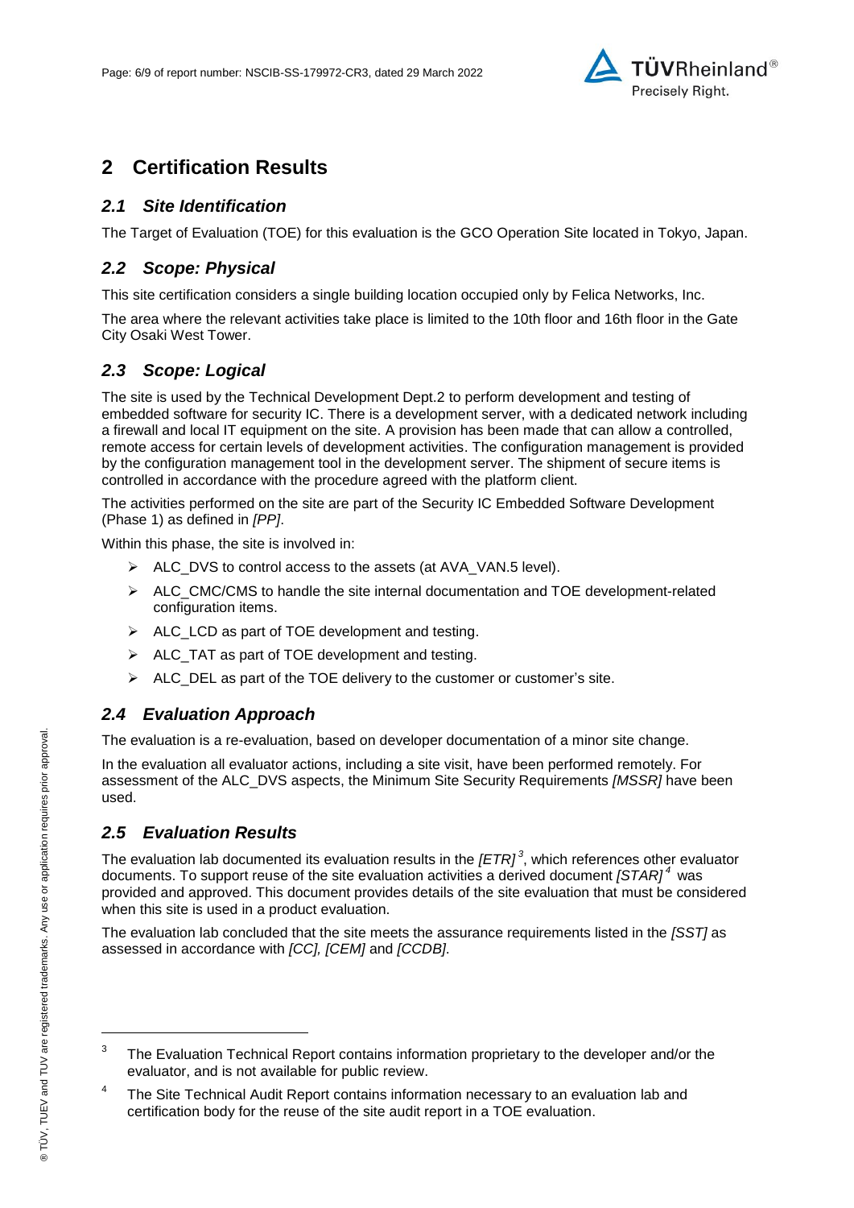# 2 Certification Results

## 2.1 Site Identification

The Target of Evaluation (TOE) for this evaluation is the GCO Operation Site located in Tokyo, Japan.

## 2.2 Scope: Physical

This site certification considers a single building location occupied only by Felica Networks, Inc.

The area where the relevant activities take place is limited to the 10th floor and 16th floor in the Gate City Osaki West Tower.

## 2.3 Scope: Logical

The site is used by the Technical Development Dept.2 to perform development and testing of embedded software for security IC. There is a development server, with a dedicated network including a firewall and local IT equipment on the site. A provision has been made that can allow a controlled, remote access for certain levels of development activities. The configuration management is provided by the configuration management tool in the development server. The shipment of secure items is controlled in accordance with the procedure agreed with the platform client.

The activities performed on the site are part of the Security IC Embedded Software Development (Phase 1) as defined in *[PP]*.

Within this phase, the site is involved in:

- ALC_DVS to control access to the assets (at AVA_VAN.5 level).
- ALC_CMC/CMS to handle the site internal documentation and TOE development-related configuration items.
- ALC_LCD as part of TOE development and testing.
- ALC_TAT as part of TOE development and testing.
- ALC_DEL as part of the TOE delivery to the customer or customer's site.

## 2.4 Evaluation Approach

The evaluation is a re-evaluation, based on developer documentation of a minor site change.

In the evaluation all evaluator actions, including a site visit, have been performed remotely. For assessment of the ALC_DVS aspects, the Minimum Site Security Requirements *[MSSR]* have been used.

## 2.5 Evaluation Results

The evaluation lab documented its evaluation results in the *[ETR]*[3], which references other evaluator documents. To support reuse of the site evaluation activities a derived document *[STAR]*[4] was provided and approved. This document provides details of the site evaluation that must be considered when this site is used in a product evaluation.

The evaluation lab concluded that the site meets the assurance requirements listed in the *[SST]* as assessed in accordance with *[CC], [CEM]* and *[CCDB]*.

---

[3] The Evaluation Technical Report contains information proprietary to the developer and/or the evaluator, and is not available for public review.

[4] The Site Technical Audit Report contains information necessary to an evaluation lab and certification body for the reuse of the site audit report in a TOE evaluation.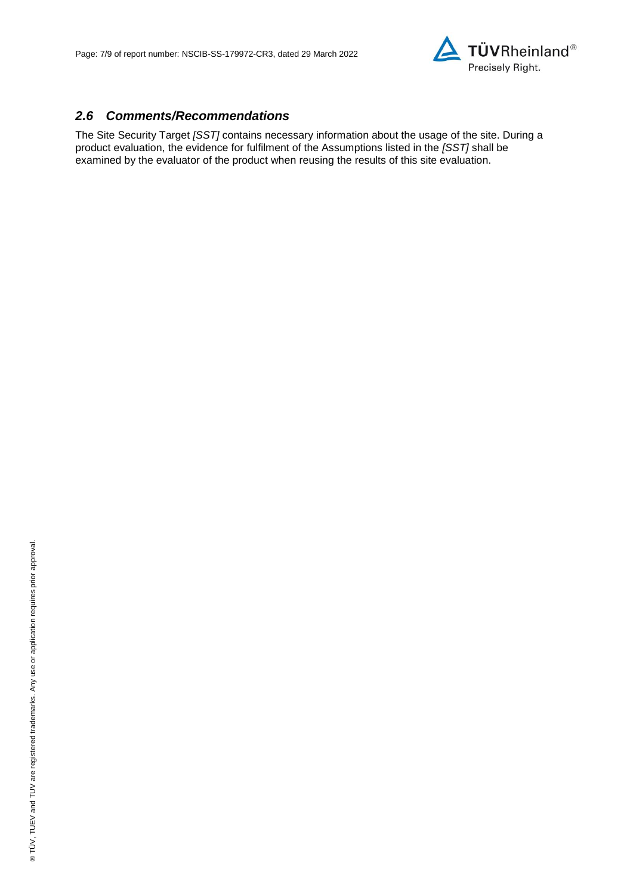## *2.6 Comments/Recommendations*

The Site Security Target *[SST]* contains necessary information about the usage of the site. During a product evaluation, the evidence for fulfilment of the Assumptions listed in the *[SST]* shall be examined by the evaluator of the product when reusing the results of this site evaluation.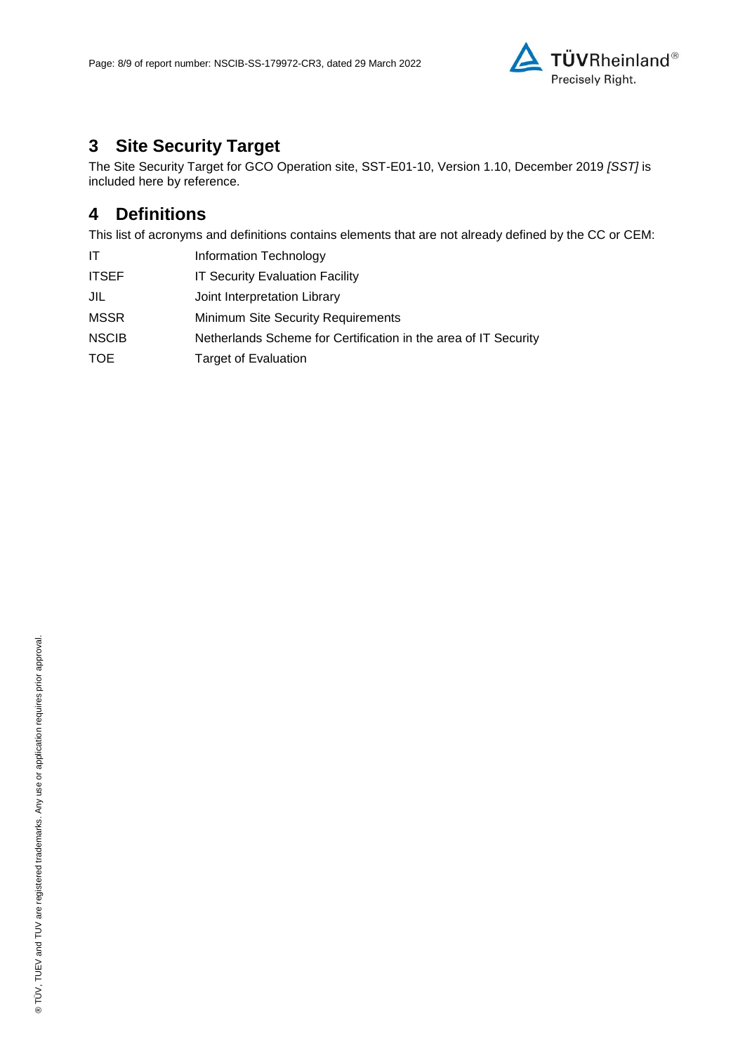## 3 Site Security Target

The Site Security Target for GCO Operation site, SST-E01-10, Version 1.10, December 2019 *[SST]* is included here by reference.

## 4 Definitions

This list of acronyms and definitions contains elements that are not already defined by the CC or CEM:

| | |
|---|---|
| IT | Information Technology |
| ITSEF | IT Security Evaluation Facility |
| JIL | Joint Interpretation Library |
| MSSR | Minimum Site Security Requirements |
| NSCIB | Netherlands Scheme for Certification in the area of IT Security |
| TOE | Target of Evaluation |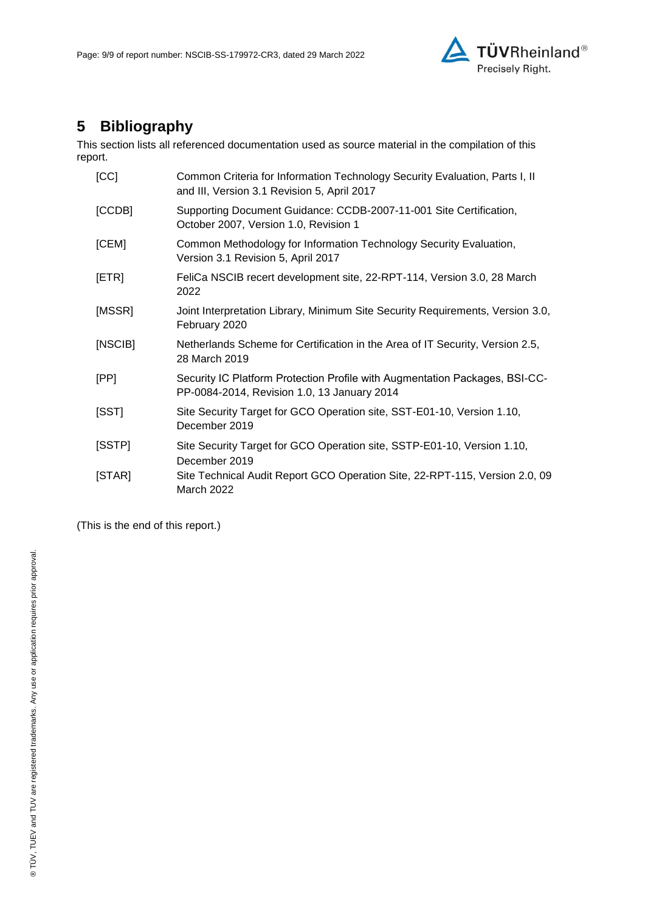## 5 Bibliography

This section lists all referenced documentation used as source material in the compilation of this report.

| | |
|---|---|
| [CC] | Common Criteria for Information Technology Security Evaluation, Parts I, II and III, Version 3.1 Revision 5, April 2017 |
| [CCDB] | Supporting Document Guidance: CCDB-2007-11-001 Site Certification, October 2007, Version 1.0, Revision 1 |
| [CEM] | Common Methodology for Information Technology Security Evaluation, Version 3.1 Revision 5, April 2017 |
| [ETR] | FeliCa NSCIB recert development site, 22-RPT-114, Version 3.0, 28 March 2022 |
| [MSSR] | Joint Interpretation Library, Minimum Site Security Requirements, Version 3.0, February 2020 |
| [NSCIB] | Netherlands Scheme for Certification in the Area of IT Security, Version 2.5, 28 March 2019 |
| [PP] | Security IC Platform Protection Profile with Augmentation Packages, BSI-CC-PP-0084-2014, Revision 1.0, 13 January 2014 |
| [SST] | Site Security Target for GCO Operation site, SST-E01-10, Version 1.10, December 2019 |
| [SSTP] | Site Security Target for GCO Operation site, SSTP-E01-10, Version 1.10, December 2019 |
| [STAR] | Site Technical Audit Report GCO Operation Site, 22-RPT-115, Version 2.0, 09 March 2022 |

(This is the end of this report.)